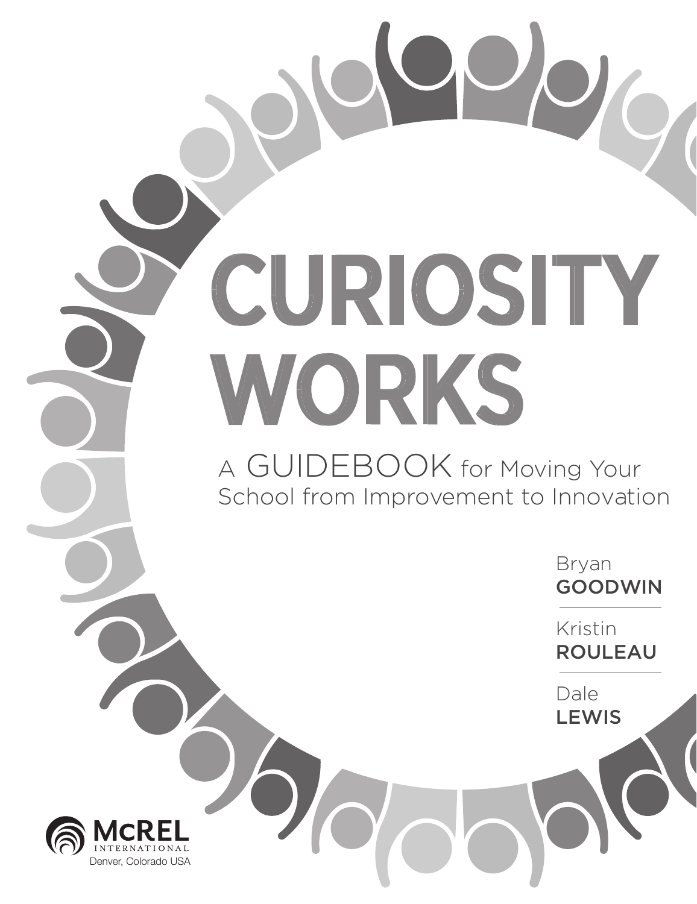# CURIOSITY WORKS

## A GUIDEBOOK for Moving Your School from Improvement to Innovation

Bryan **GOODWIN**

Kristin **ROULEAU**

Dale **LEWIS**

McREL INTERNATIONAL

Denver, Colorado USA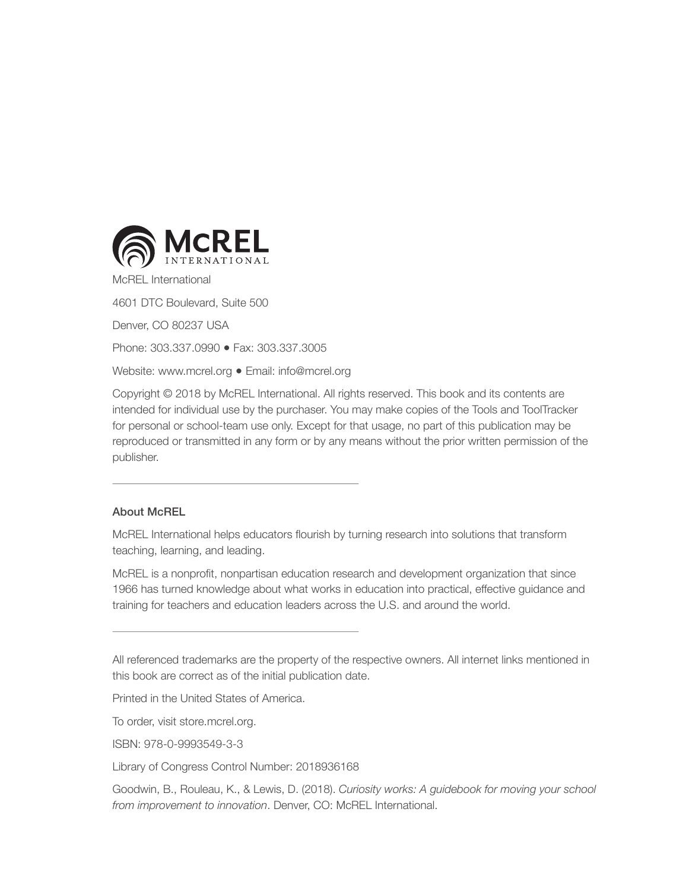McREL International

4601 DTC Boulevard, Suite 500

Denver, CO 80237 USA

Phone: 303.337.0990 • Fax: 303.337.3005

Website: www.mcrel.org • Email: info@mcrel.org

Copyright © 2018 by McREL International. All rights reserved. This book and its contents are intended for individual use by the purchaser. You may make copies of the Tools and ToolTracker for personal or school-team use only. Except for that usage, no part of this publication may be reproduced or transmitted in any form or by any means without the prior written permission of the publisher.

---

**About McREL**

McREL International helps educators flourish by turning research into solutions that transform teaching, learning, and leading.

McREL is a nonprofit, nonpartisan education research and development organization that since 1966 has turned knowledge about what works in education into practical, effective guidance and training for teachers and education leaders across the U.S. and around the world.

---

All referenced trademarks are the property of the respective owners. All internet links mentioned in this book are correct as of the initial publication date.

Printed in the United States of America.

To order, visit store.mcrel.org.

ISBN: 978-0-9993549-3-3

Library of Congress Control Number: 2018936168

Goodwin, B., Rouleau, K., & Lewis, D. (2018). *Curiosity works: A guidebook for moving your school from improvement to innovation*. Denver, CO: McREL International.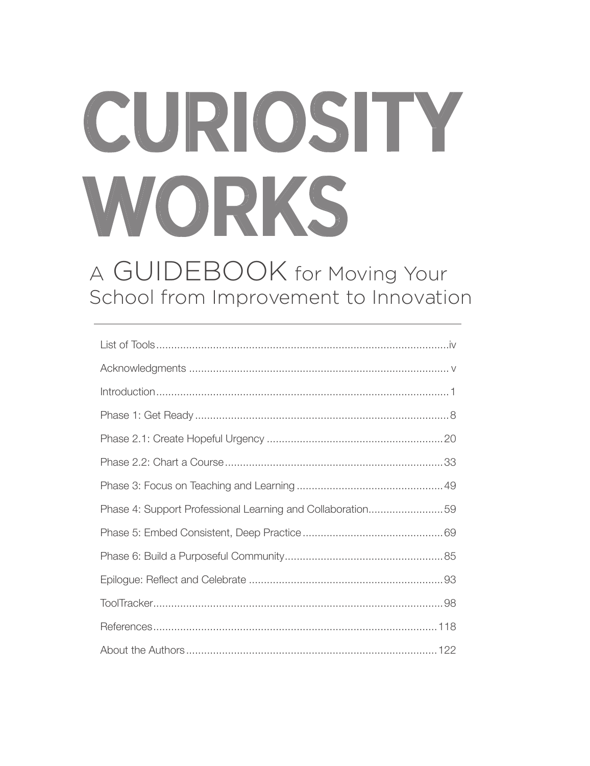# CURIOSITY WORKS

## A GUIDEBOOK for Moving Your School from Improvement to Innovation

---

List of Tools.....iv

Acknowledgments ..... v

Introduction.....1

Phase 1: Get Ready.....8

Phase 2.1: Create Hopeful Urgency.....20

Phase 2.2: Chart a Course.....33

Phase 3: Focus on Teaching and Learning.....49

Phase 4: Support Professional Learning and Collaboration.....59

Phase 5: Embed Consistent, Deep Practice.....69

Phase 6: Build a Purposeful Community.....85

Epilogue: Reflect and Celebrate.....93

ToolTracker.....98

References.....118

About the Authors.....122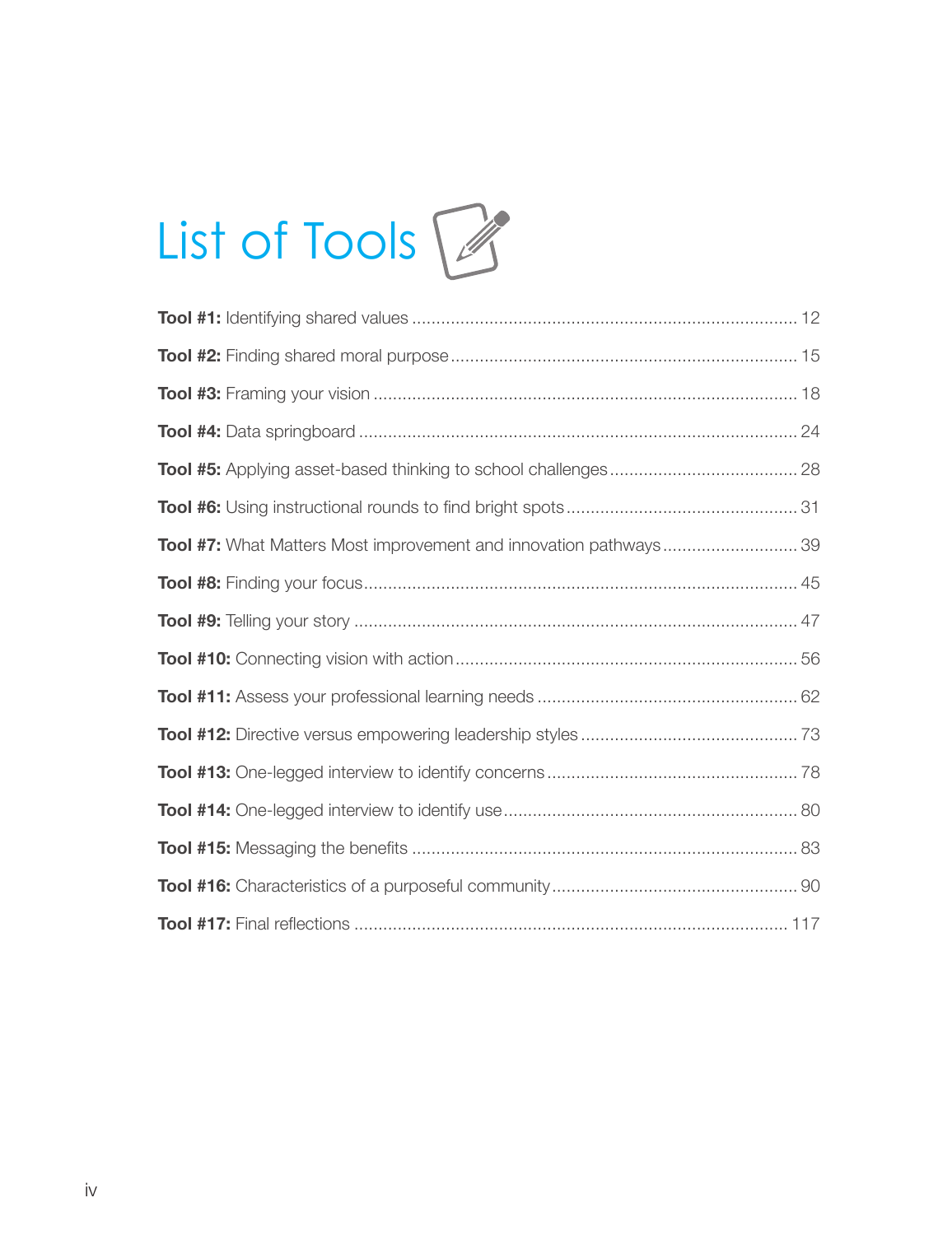# List of Tools

**Tool #1:** Identifying shared values ............................................................................... 12

**Tool #2:** Finding shared moral purpose ....................................................................... 15

**Tool #3:** Framing your vision ....................................................................................... 18

**Tool #4:** Data springboard ........................................................................................... 24

**Tool #5:** Applying asset-based thinking to school challenges ....................................... 28

**Tool #6:** Using instructional rounds to find bright spots ................................................ 31

**Tool #7:** What Matters Most improvement and innovation pathways ............................ 39

**Tool #8:** Finding your focus .......................................................................................... 45

**Tool #9:** Telling your story ............................................................................................ 47

**Tool #10:** Connecting vision with action ....................................................................... 56

**Tool #11:** Assess your professional learning needs ...................................................... 62

**Tool #12:** Directive versus empowering leadership styles ............................................. 73

**Tool #13:** One-legged interview to identify concerns .................................................... 78

**Tool #14:** One-legged interview to identify use ............................................................. 80

**Tool #15:** Messaging the benefits ................................................................................. 83

**Tool #16:** Characteristics of a purposeful community ................................................... 90

**Tool #17:** Final reflections ........................................................................................... 117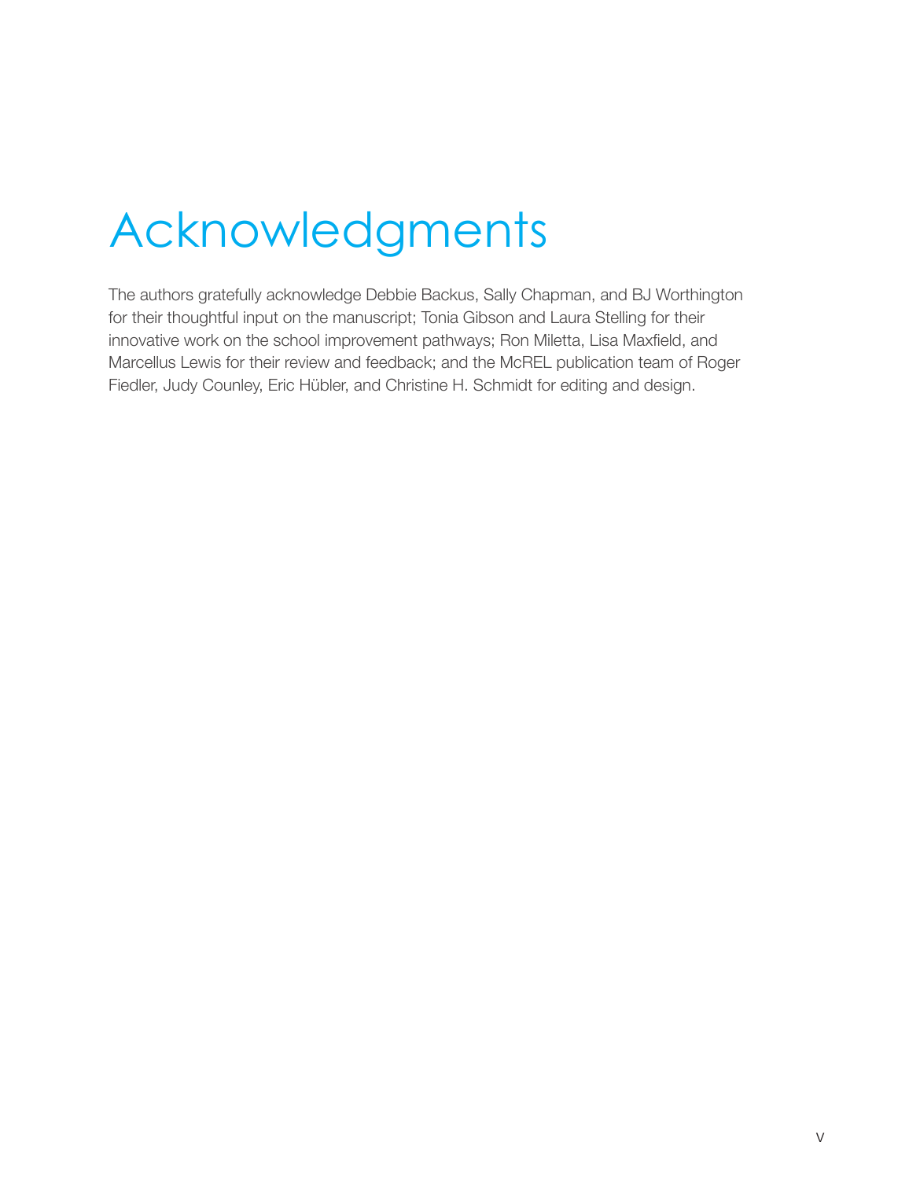# Acknowledgments

The authors gratefully acknowledge Debbie Backus, Sally Chapman, and BJ Worthington for their thoughtful input on the manuscript; Tonia Gibson and Laura Stelling for their innovative work on the school improvement pathways; Ron Miletta, Lisa Maxfield, and Marcellus Lewis for their review and feedback; and the McREL publication team of Roger Fiedler, Judy Counley, Eric Hübler, and Christine H. Schmidt for editing and design.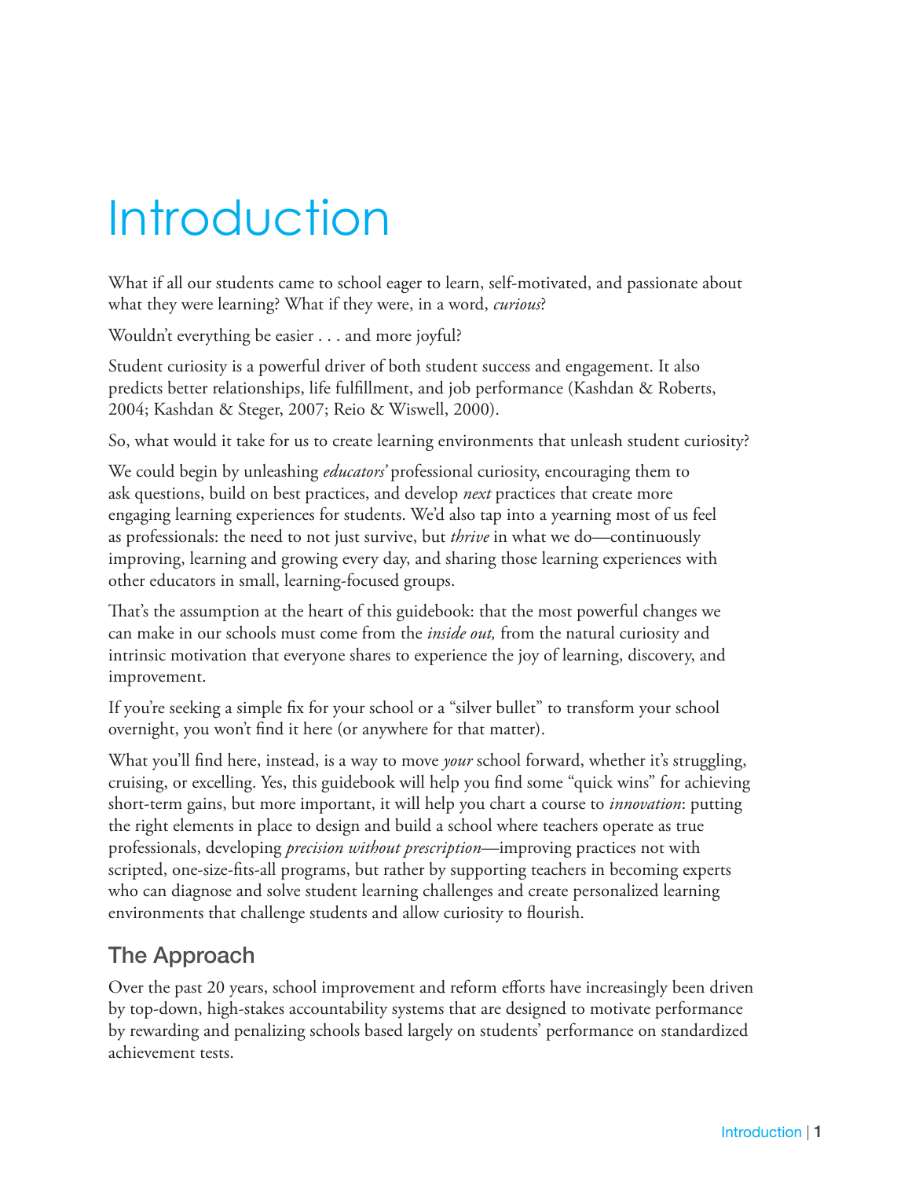# Introduction

What if all our students came to school eager to learn, self-motivated, and passionate about what they were learning? What if they were, in a word, *curious*?

Wouldn't everything be easier . . . and more joyful?

Student curiosity is a powerful driver of both student success and engagement. It also predicts better relationships, life fulfillment, and job performance (Kashdan & Roberts, 2004; Kashdan & Steger, 2007; Reio & Wiswell, 2000).

So, what would it take for us to create learning environments that unleash student curiosity?

We could begin by unleashing *educators'* professional curiosity, encouraging them to ask questions, build on best practices, and develop *next* practices that create more engaging learning experiences for students. We'd also tap into a yearning most of us feel as professionals: the need to not just survive, but *thrive* in what we do—continuously improving, learning and growing every day, and sharing those learning experiences with other educators in small, learning-focused groups.

That's the assumption at the heart of this guidebook: that the most powerful changes we can make in our schools must come from the *inside out,* from the natural curiosity and intrinsic motivation that everyone shares to experience the joy of learning, discovery, and improvement.

If you're seeking a simple fix for your school or a "silver bullet" to transform your school overnight, you won't find it here (or anywhere for that matter).

What you'll find here, instead, is a way to move *your* school forward, whether it's struggling, cruising, or excelling. Yes, this guidebook will help you find some "quick wins" for achieving short-term gains, but more important, it will help you chart a course to *innovation*: putting the right elements in place to design and build a school where teachers operate as true professionals, developing *precision without prescription*—improving practices not with scripted, one-size-fits-all programs, but rather by supporting teachers in becoming experts who can diagnose and solve student learning challenges and create personalized learning environments that challenge students and allow curiosity to flourish.

## The Approach

Over the past 20 years, school improvement and reform efforts have increasingly been driven by top-down, high-stakes accountability systems that are designed to motivate performance by rewarding and penalizing schools based largely on students' performance on standardized achievement tests.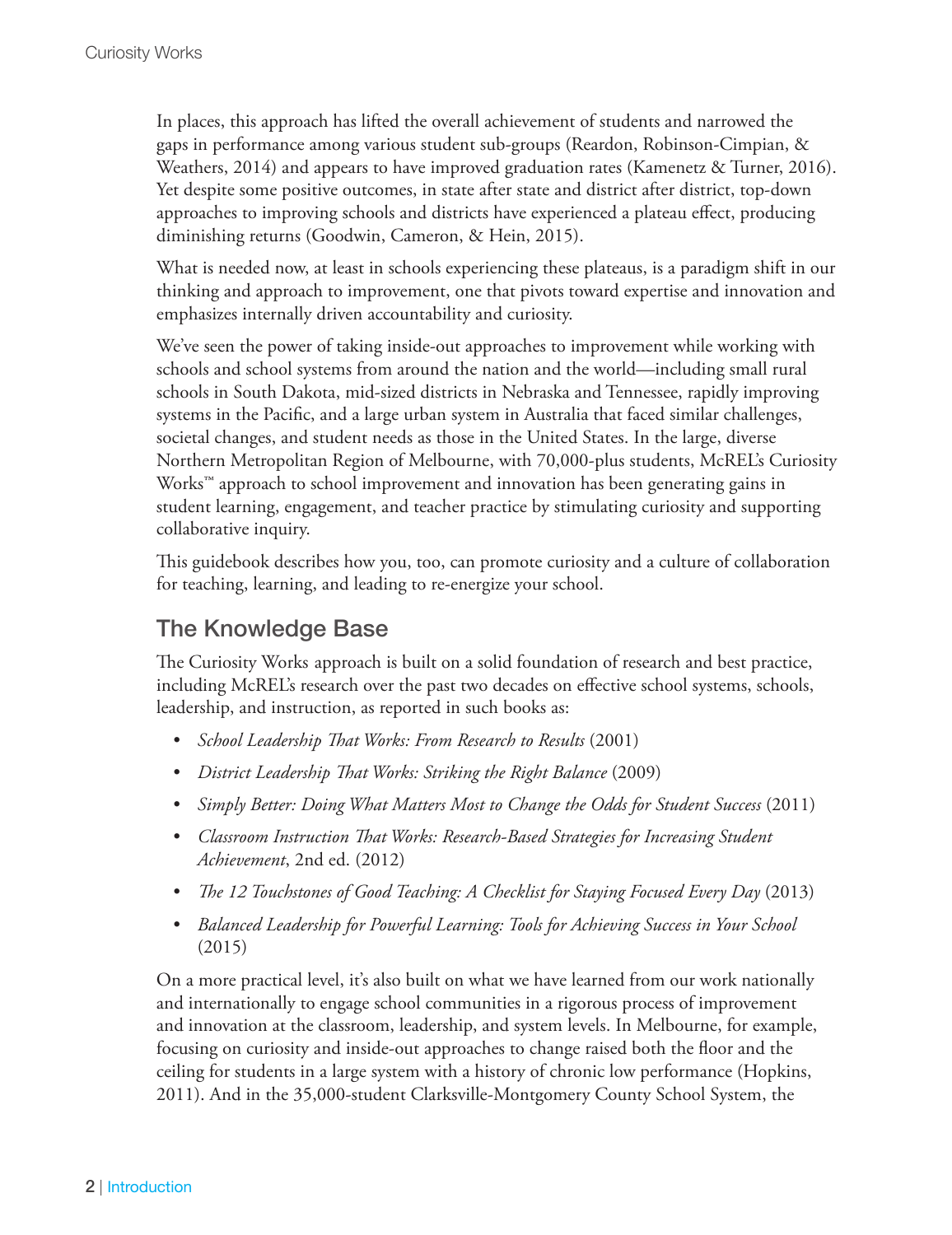In places, this approach has lifted the overall achievement of students and narrowed the gaps in performance among various student sub-groups (Reardon, Robinson-Cimpian, & Weathers, 2014) and appears to have improved graduation rates (Kamenetz & Turner, 2016). Yet despite some positive outcomes, in state after state and district after district, top-down approaches to improving schools and districts have experienced a plateau effect, producing diminishing returns (Goodwin, Cameron, & Hein, 2015).

What is needed now, at least in schools experiencing these plateaus, is a paradigm shift in our thinking and approach to improvement, one that pivots toward expertise and innovation and emphasizes internally driven accountability and curiosity.

We've seen the power of taking inside-out approaches to improvement while working with schools and school systems from around the nation and the world—including small rural schools in South Dakota, mid-sized districts in Nebraska and Tennessee, rapidly improving systems in the Pacific, and a large urban system in Australia that faced similar challenges, societal changes, and student needs as those in the United States. In the large, diverse Northern Metropolitan Region of Melbourne, with 70,000-plus students, McREL's Curiosity Works™ approach to school improvement and innovation has been generating gains in student learning, engagement, and teacher practice by stimulating curiosity and supporting collaborative inquiry.

This guidebook describes how you, too, can promote curiosity and a culture of collaboration for teaching, learning, and leading to re-energize your school.

## The Knowledge Base

The Curiosity Works approach is built on a solid foundation of research and best practice, including McREL's research over the past two decades on effective school systems, schools, leadership, and instruction, as reported in such books as:

- *School Leadership That Works: From Research to Results* (2001)
- *District Leadership That Works: Striking the Right Balance* (2009)
- *Simply Better: Doing What Matters Most to Change the Odds for Student Success* (2011)
- *Classroom Instruction That Works: Research-Based Strategies for Increasing Student Achievement*, 2nd ed. (2012)
- *The 12 Touchstones of Good Teaching: A Checklist for Staying Focused Every Day* (2013)
- *Balanced Leadership for Powerful Learning: Tools for Achieving Success in Your School* (2015)

On a more practical level, it's also built on what we have learned from our work nationally and internationally to engage school communities in a rigorous process of improvement and innovation at the classroom, leadership, and system levels. In Melbourne, for example, focusing on curiosity and inside-out approaches to change raised both the floor and the ceiling for students in a large system with a history of chronic low performance (Hopkins, 2011). And in the 35,000-student Clarksville-Montgomery County School System, the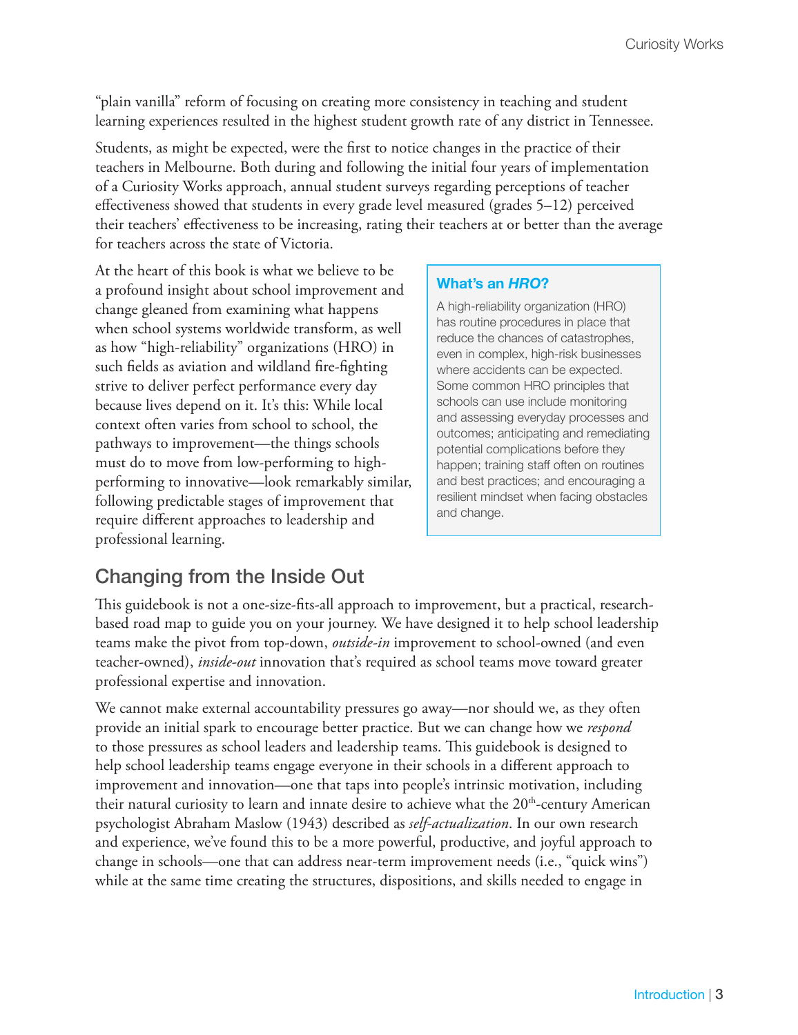"plain vanilla" reform of focusing on creating more consistency in teaching and student learning experiences resulted in the highest student growth rate of any district in Tennessee.

Students, as might be expected, were the first to notice changes in the practice of their teachers in Melbourne. Both during and following the initial four years of implementation of a Curiosity Works approach, annual student surveys regarding perceptions of teacher effectiveness showed that students in every grade level measured (grades 5–12) perceived their teachers' effectiveness to be increasing, rating their teachers at or better than the average for teachers across the state of Victoria.

At the heart of this book is what we believe to be a profound insight about school improvement and change gleaned from examining what happens when school systems worldwide transform, as well as how "high-reliability" organizations (HRO) in such fields as aviation and wildland fire-fighting strive to deliver perfect performance every day because lives depend on it. It's this: While local context often varies from school to school, the pathways to improvement—the things schools must do to move from low-performing to high-performing to innovative—look remarkably similar, following predictable stages of improvement that require different approaches to leadership and professional learning.

> **What's an *HRO*?**
>
> A high-reliability organization (HRO) has routine procedures in place that reduce the chances of catastrophes, even in complex, high-risk businesses where accidents can be expected. Some common HRO principles that schools can use include monitoring and assessing everyday processes and outcomes; anticipating and remediating potential complications before they happen; training staff often on routines and best practices; and encouraging a resilient mindset when facing obstacles and change.

## Changing from the Inside Out

This guidebook is not a one-size-fits-all approach to improvement, but a practical, research-based road map to guide you on your journey. We have designed it to help school leadership teams make the pivot from top-down, *outside-in* improvement to school-owned (and even teacher-owned), *inside-out* innovation that's required as school teams move toward greater professional expertise and innovation.

We cannot make external accountability pressures go away—nor should we, as they often provide an initial spark to encourage better practice. But we can change how we *respond* to those pressures as school leaders and leadership teams. This guidebook is designed to help school leadership teams engage everyone in their schools in a different approach to improvement and innovation—one that taps into people's intrinsic motivation, including their natural curiosity to learn and innate desire to achieve what the 20th-century American psychologist Abraham Maslow (1943) described as *self-actualization*. In our own research and experience, we've found this to be a more powerful, productive, and joyful approach to change in schools—one that can address near-term improvement needs (i.e., "quick wins") while at the same time creating the structures, dispositions, and skills needed to engage in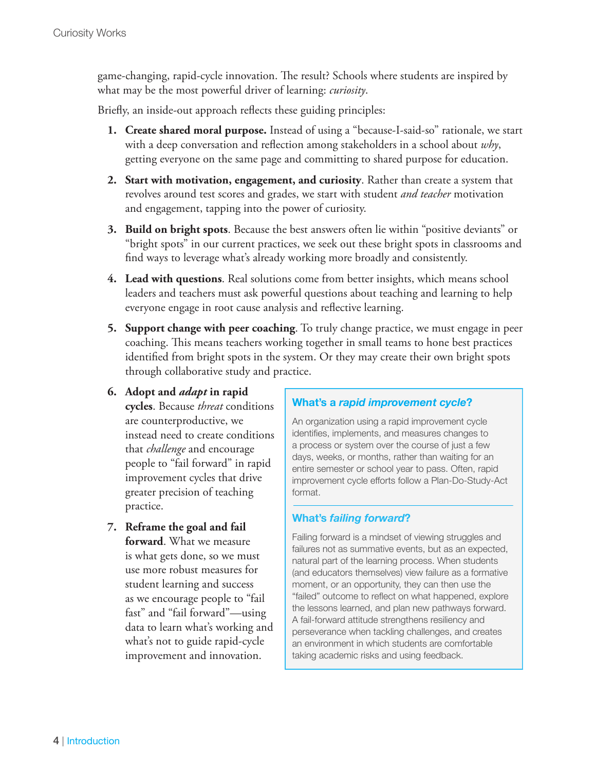game-changing, rapid-cycle innovation. The result? Schools where students are inspired by what may be the most powerful driver of learning: *curiosity*.

Briefly, an inside-out approach reflects these guiding principles:

1. **Create shared moral purpose.** Instead of using a "because-I-said-so" rationale, we start with a deep conversation and reflection among stakeholders in a school about *why*, getting everyone on the same page and committing to shared purpose for education.

2. **Start with motivation, engagement, and curiosity**. Rather than create a system that revolves around test scores and grades, we start with student *and teacher* motivation and engagement, tapping into the power of curiosity.

3. **Build on bright spots**. Because the best answers often lie within "positive deviants" or "bright spots" in our current practices, we seek out these bright spots in classrooms and find ways to leverage what's already working more broadly and consistently.

4. **Lead with questions**. Real solutions come from better insights, which means school leaders and teachers must ask powerful questions about teaching and learning to help everyone engage in root cause analysis and reflective learning.

5. **Support change with peer coaching**. To truly change practice, we must engage in peer coaching. This means teachers working together in small teams to hone best practices identified from bright spots in the system. Or they may create their own bright spots through collaborative study and practice.

6. **Adopt and *adapt* in rapid cycles**. Because *threat* conditions are counterproductive, we instead need to create conditions that *challenge* and encourage people to "fail forward" in rapid improvement cycles that drive greater precision of teaching practice.

7. **Reframe the goal and fail forward**. What we measure is what gets done, so we must use more robust measures for student learning and success as we encourage people to "fail fast" and "fail forward"—using data to learn what's working and what's not to guide rapid-cycle improvement and innovation.

### What's a *rapid improvement cycle*?

An organization using a rapid improvement cycle identifies, implements, and measures changes to a process or system over the course of just a few days, weeks, or months, rather than waiting for an entire semester or school year to pass. Often, rapid improvement cycle efforts follow a Plan-Do-Study-Act format.

### What's *failing forward*?

Failing forward is a mindset of viewing struggles and failures not as summative events, but as an expected, natural part of the learning process. When students (and educators themselves) view failure as a formative moment, or an opportunity, they can then use the "failed" outcome to reflect on what happened, explore the lessons learned, and plan new pathways forward. A fail-forward attitude strengthens resiliency and perseverance when tackling challenges, and creates an environment in which students are comfortable taking academic risks and using feedback.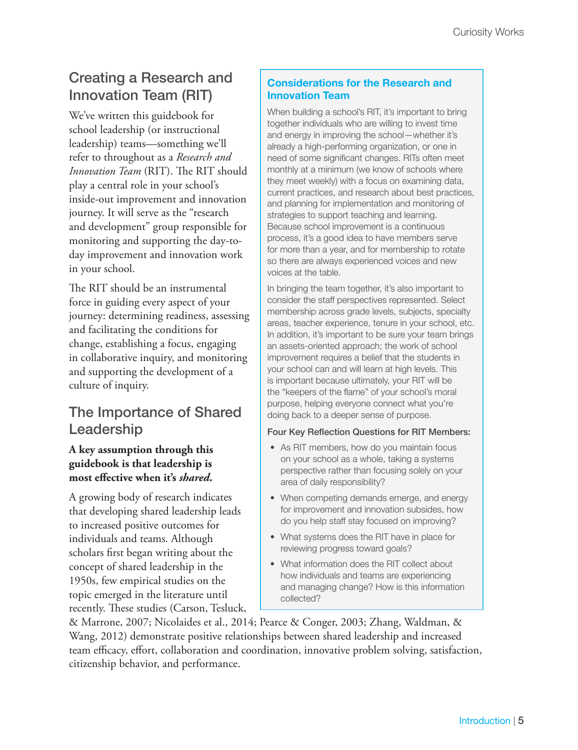## Creating a Research and Innovation Team (RIT)

We've written this guidebook for school leadership (or instructional leadership) teams—something we'll refer to throughout as a *Research and Innovation Team* (RIT). The RIT should play a central role in your school's inside-out improvement and innovation journey. It will serve as the "research and development" group responsible for monitoring and supporting the day-to-day improvement and innovation work in your school.

The RIT should be an instrumental force in guiding every aspect of your journey: determining readiness, assessing and facilitating the conditions for change, establishing a focus, engaging in collaborative inquiry, and monitoring and supporting the development of a culture of inquiry.

## The Importance of Shared Leadership

**A key assumption through this guidebook is that leadership is most effective when it's *shared*.**

A growing body of research indicates that developing shared leadership leads to increased positive outcomes for individuals and teams. Although scholars first began writing about the concept of shared leadership in the 1950s, few empirical studies on the topic emerged in the literature until recently. These studies (Carson, Tesluck, & Marrone, 2007; Nicolaides et al., 2014; Pearce & Conger, 2003; Zhang, Waldman, & Wang, 2012) demonstrate positive relationships between shared leadership and increased team efficacy, effort, collaboration and coordination, innovative problem solving, satisfaction, citizenship behavior, and performance.

### Considerations for the Research and Innovation Team

When building a school's RIT, it's important to bring together individuals who are willing to invest time and energy in improving the school—whether it's already a high-performing organization, or one in need of some significant changes. RITs often meet monthly at a minimum (we know of schools where they meet weekly) with a focus on examining data, current practices, and research about best practices, and planning for implementation and monitoring of strategies to support teaching and learning. Because school improvement is a continuous process, it's a good idea to have members serve for more than a year, and for membership to rotate so there are always experienced voices and new voices at the table.

In bringing the team together, it's also important to consider the staff perspectives represented. Select membership across grade levels, subjects, specialty areas, teacher experience, tenure in your school, etc. In addition, it's important to be sure your team brings an assets-oriented approach; the work of school improvement requires a belief that the students in your school can and will learn at high levels. This is important because ultimately, your RIT will be the "keepers of the flame" of your school's moral purpose, helping everyone connect what you're doing back to a deeper sense of purpose.

**Four Key Reflection Questions for RIT Members:**

- As RIT members, how do you maintain focus on your school as a whole, taking a systems perspective rather than focusing solely on your area of daily responsibility?
- When competing demands emerge, and energy for improvement and innovation subsides, how do you help staff stay focused on improving?
- What systems does the RIT have in place for reviewing progress toward goals?
- What information does the RIT collect about how individuals and teams are experiencing and managing change? How is this information collected?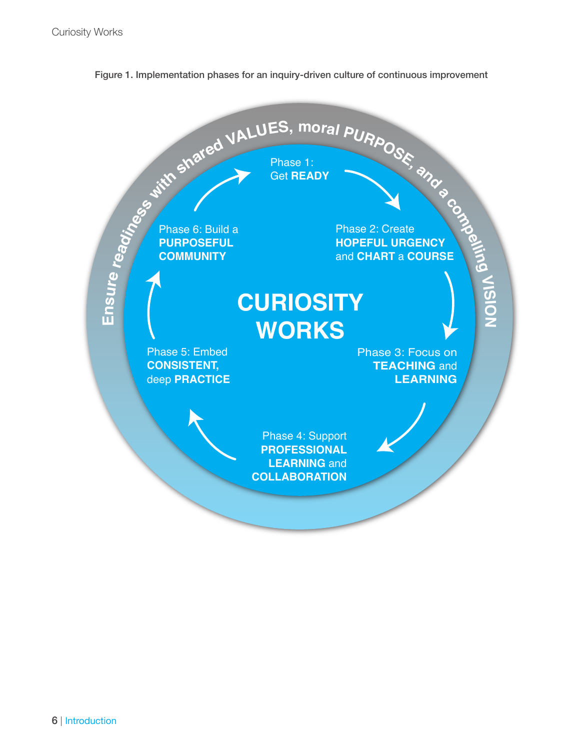Figure 1. Implementation phases for an inquiry-driven culture of continuous improvement

Ensure readiness with shared **VALUES**, moral **PURPOSE**, and a compelling **VISION**

**CURIOSITY WORKS**

Phase 1: Get **READY**

Phase 2: Create **HOPEFUL URGENCY** and **CHART** a **COURSE**

Phase 3: Focus on **TEACHING** and **LEARNING**

Phase 4: Support **PROFESSIONAL LEARNING** and **COLLABORATION**

Phase 5: Embed **CONSISTENT,** deep **PRACTICE**

Phase 6: Build a **PURPOSEFUL COMMUNITY**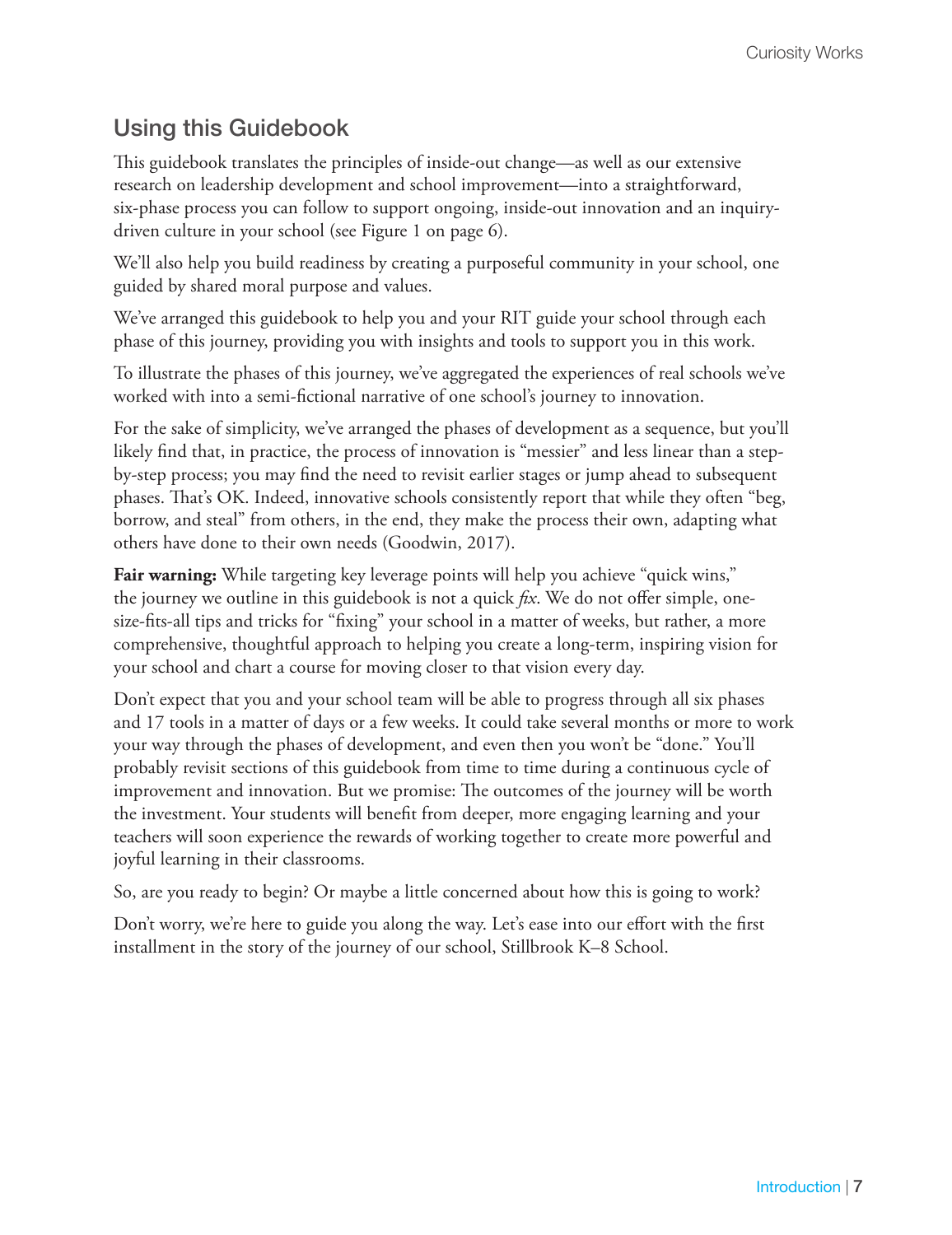## Using this Guidebook

This guidebook translates the principles of inside-out change—as well as our extensive research on leadership development and school improvement—into a straightforward, six-phase process you can follow to support ongoing, inside-out innovation and an inquiry-driven culture in your school (see Figure 1 on page 6).

We'll also help you build readiness by creating a purposeful community in your school, one guided by shared moral purpose and values.

We've arranged this guidebook to help you and your RIT guide your school through each phase of this journey, providing you with insights and tools to support you in this work.

To illustrate the phases of this journey, we've aggregated the experiences of real schools we've worked with into a semi-fictional narrative of one school's journey to innovation.

For the sake of simplicity, we've arranged the phases of development as a sequence, but you'll likely find that, in practice, the process of innovation is "messier" and less linear than a step-by-step process; you may find the need to revisit earlier stages or jump ahead to subsequent phases. That's OK. Indeed, innovative schools consistently report that while they often "beg, borrow, and steal" from others, in the end, they make the process their own, adapting what others have done to their own needs (Goodwin, 2017).

**Fair warning:** While targeting key leverage points will help you achieve "quick wins," the journey we outline in this guidebook is not a quick *fix*. We do not offer simple, one-size-fits-all tips and tricks for "fixing" your school in a matter of weeks, but rather, a more comprehensive, thoughtful approach to helping you create a long-term, inspiring vision for your school and chart a course for moving closer to that vision every day.

Don't expect that you and your school team will be able to progress through all six phases and 17 tools in a matter of days or a few weeks. It could take several months or more to work your way through the phases of development, and even then you won't be "done." You'll probably revisit sections of this guidebook from time to time during a continuous cycle of improvement and innovation. But we promise: The outcomes of the journey will be worth the investment. Your students will benefit from deeper, more engaging learning and your teachers will soon experience the rewards of working together to create more powerful and joyful learning in their classrooms.

So, are you ready to begin? Or maybe a little concerned about how this is going to work?

Don't worry, we're here to guide you along the way. Let's ease into our effort with the first installment in the story of the journey of our school, Stillbrook K–8 School.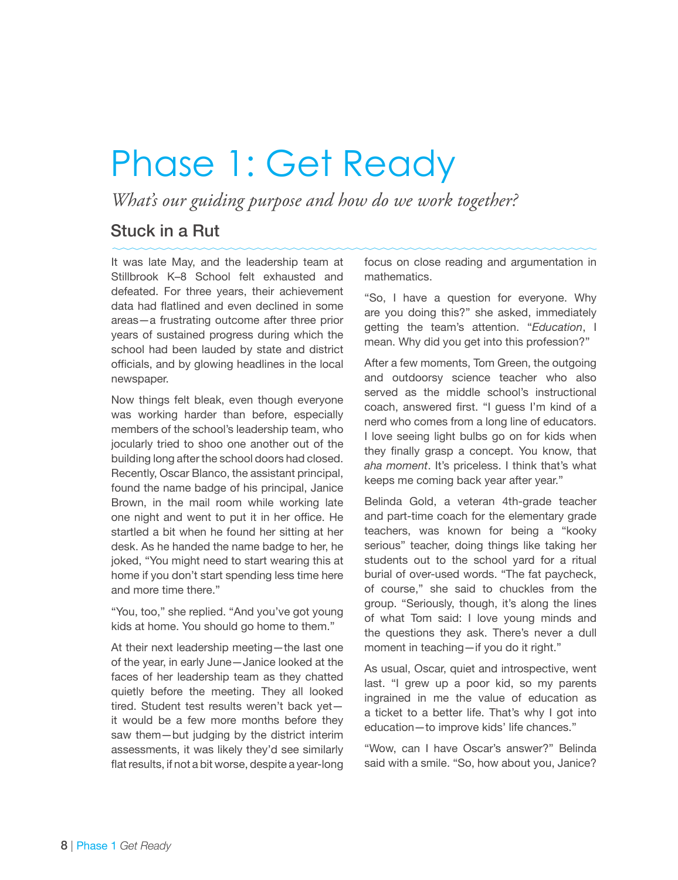# Phase 1: Get Ready

*What's our guiding purpose and how do we work together?*

## Stuck in a Rut

It was late May, and the leadership team at Stillbrook K–8 School felt exhausted and defeated. For three years, their achievement data had flatlined and even declined in some areas—a frustrating outcome after three prior years of sustained progress during which the school had been lauded by state and district officials, and by glowing headlines in the local newspaper.

Now things felt bleak, even though everyone was working harder than before, especially members of the school's leadership team, who jocularly tried to shoo one another out of the building long after the school doors had closed. Recently, Oscar Blanco, the assistant principal, found the name badge of his principal, Janice Brown, in the mail room while working late one night and went to put it in her office. He startled a bit when he found her sitting at her desk. As he handed the name badge to her, he joked, "You might need to start wearing this at home if you don't start spending less time here and more time there."

"You, too," she replied. "And you've got young kids at home. You should go home to them."

At their next leadership meeting—the last one of the year, in early June—Janice looked at the faces of her leadership team as they chatted quietly before the meeting. They all looked tired. Student test results weren't back yet—it would be a few more months before they saw them—but judging by the district interim assessments, it was likely they'd see similarly flat results, if not a bit worse, despite a year-long focus on close reading and argumentation in mathematics.

"So, I have a question for everyone. Why are you doing this?" she asked, immediately getting the team's attention. "*Education*, I mean. Why did you get into this profession?"

After a few moments, Tom Green, the outgoing and outdoorsy science teacher who also served as the middle school's instructional coach, answered first. "I guess I'm kind of a nerd who comes from a long line of educators. I love seeing light bulbs go on for kids when they finally grasp a concept. You know, that *aha moment*. It's priceless. I think that's what keeps me coming back year after year."

Belinda Gold, a veteran 4th-grade teacher and part-time coach for the elementary grade teachers, was known for being a "kooky serious" teacher, doing things like taking her students out to the school yard for a ritual burial of over-used words. "The fat paycheck, of course," she said to chuckles from the group. "Seriously, though, it's along the lines of what Tom said: I love young minds and the questions they ask. There's never a dull moment in teaching—if you do it right."

As usual, Oscar, quiet and introspective, went last. "I grew up a poor kid, so my parents ingrained in me the value of education as a ticket to a better life. That's why I got into education—to improve kids' life chances."

"Wow, can I have Oscar's answer?" Belinda said with a smile. "So, how about you, Janice?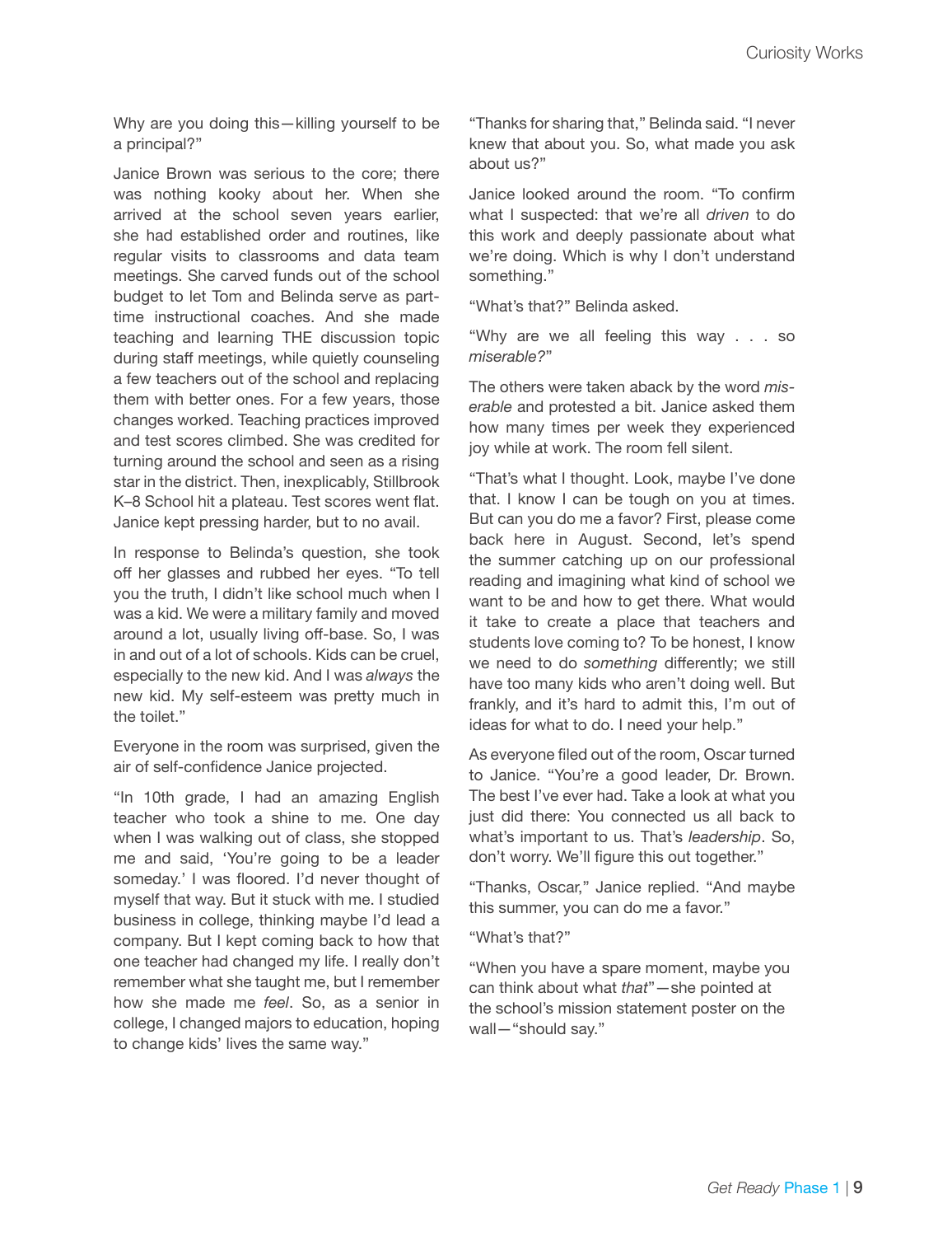Why are you doing this—killing yourself to be a principal?"

Janice Brown was serious to the core; there was nothing kooky about her. When she arrived at the school seven years earlier, she had established order and routines, like regular visits to classrooms and data team meetings. She carved funds out of the school budget to let Tom and Belinda serve as part-time instructional coaches. And she made teaching and learning THE discussion topic during staff meetings, while quietly counseling a few teachers out of the school and replacing them with better ones. For a few years, those changes worked. Teaching practices improved and test scores climbed. She was credited for turning around the school and seen as a rising star in the district. Then, inexplicably, Stillbrook K–8 School hit a plateau. Test scores went flat. Janice kept pressing harder, but to no avail.

In response to Belinda's question, she took off her glasses and rubbed her eyes. "To tell you the truth, I didn't like school much when I was a kid. We were a military family and moved around a lot, usually living off-base. So, I was in and out of a lot of schools. Kids can be cruel, especially to the new kid. And I was *always* the new kid. My self-esteem was pretty much in the toilet."

Everyone in the room was surprised, given the air of self-confidence Janice projected.

"In 10th grade, I had an amazing English teacher who took a shine to me. One day when I was walking out of class, she stopped me and said, 'You're going to be a leader someday.' I was floored. I'd never thought of myself that way. But it stuck with me. I studied business in college, thinking maybe I'd lead a company. But I kept coming back to how that one teacher had changed my life. I really don't remember what she taught me, but I remember how she made me *feel*. So, as a senior in college, I changed majors to education, hoping to change kids' lives the same way."

"Thanks for sharing that," Belinda said. "I never knew that about you. So, what made you ask about us?"

Janice looked around the room. "To confirm what I suspected: that we're all *driven* to do this work and deeply passionate about what we're doing. Which is why I don't understand something."

"What's that?" Belinda asked.

"Why are we all feeling this way . . . so *miserable?*"

The others were taken aback by the word *miserable* and protested a bit. Janice asked them how many times per week they experienced joy while at work. The room fell silent.

"That's what I thought. Look, maybe I've done that. I know I can be tough on you at times. But can you do me a favor? First, please come back here in August. Second, let's spend the summer catching up on our professional reading and imagining what kind of school we want to be and how to get there. What would it take to create a place that teachers and students love coming to? To be honest, I know we need to do *something* differently; we still have too many kids who aren't doing well. But frankly, and it's hard to admit this, I'm out of ideas for what to do. I need your help."

As everyone filed out of the room, Oscar turned to Janice. "You're a good leader, Dr. Brown. The best I've ever had. Take a look at what you just did there: You connected us all back to what's important to us. That's *leadership*. So, don't worry. We'll figure this out together."

"Thanks, Oscar," Janice replied. "And maybe this summer, you can do me a favor."

"What's that?"

"When you have a spare moment, maybe you can think about what *that*"—she pointed at the school's mission statement poster on the wall—"should say."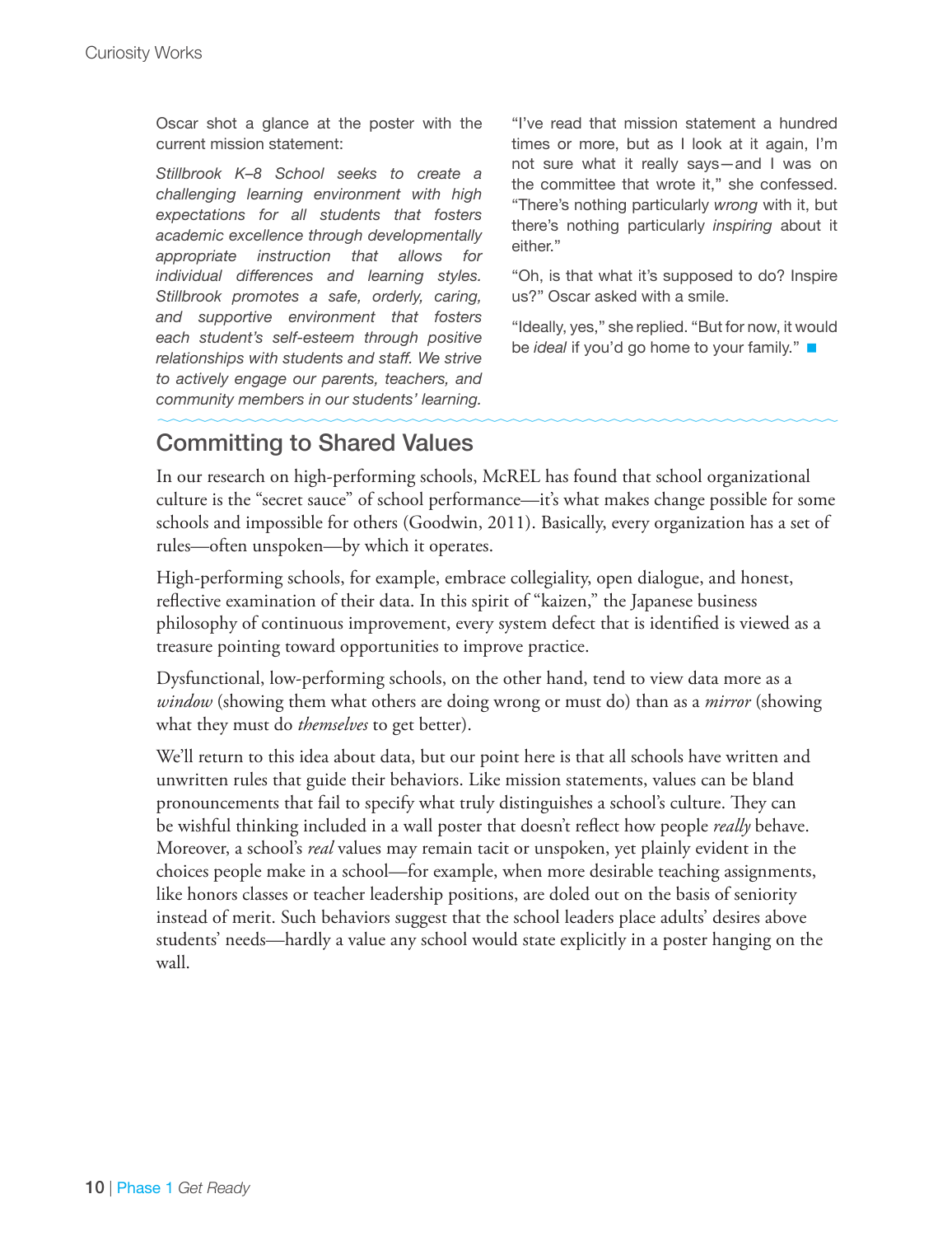Oscar shot a glance at the poster with the current mission statement:

*Stillbrook K–8 School seeks to create a challenging learning environment with high expectations for all students that fosters academic excellence through developmentally appropriate instruction that allows for individual differences and learning styles. Stillbrook promotes a safe, orderly, caring, and supportive environment that fosters each student's self-esteem through positive relationships with students and staff. We strive to actively engage our parents, teachers, and community members in our students' learning.*

"I've read that mission statement a hundred times or more, but as I look at it again, I'm not sure what it really says—and I was on the committee that wrote it," she confessed. "There's nothing particularly *wrong* with it, but there's nothing particularly *inspiring* about it either."

"Oh, is that what it's supposed to do? Inspire us?" Oscar asked with a smile.

"Ideally, yes," she replied. "But for now, it would be *ideal* if you'd go home to your family." ■

## Committing to Shared Values

In our research on high-performing schools, McREL has found that school organizational culture is the "secret sauce" of school performance—it's what makes change possible for some schools and impossible for others (Goodwin, 2011). Basically, every organization has a set of rules—often unspoken—by which it operates.

High-performing schools, for example, embrace collegiality, open dialogue, and honest, reflective examination of their data. In this spirit of "kaizen," the Japanese business philosophy of continuous improvement, every system defect that is identified is viewed as a treasure pointing toward opportunities to improve practice.

Dysfunctional, low-performing schools, on the other hand, tend to view data more as a *window* (showing them what others are doing wrong or must do) than as a *mirror* (showing what they must do *themselves* to get better).

We'll return to this idea about data, but our point here is that all schools have written and unwritten rules that guide their behaviors. Like mission statements, values can be bland pronouncements that fail to specify what truly distinguishes a school's culture. They can be wishful thinking included in a wall poster that doesn't reflect how people *really* behave. Moreover, a school's *real* values may remain tacit or unspoken, yet plainly evident in the choices people make in a school—for example, when more desirable teaching assignments, like honors classes or teacher leadership positions, are doled out on the basis of seniority instead of merit. Such behaviors suggest that the school leaders place adults' desires above students' needs—hardly a value any school would state explicitly in a poster hanging on the wall.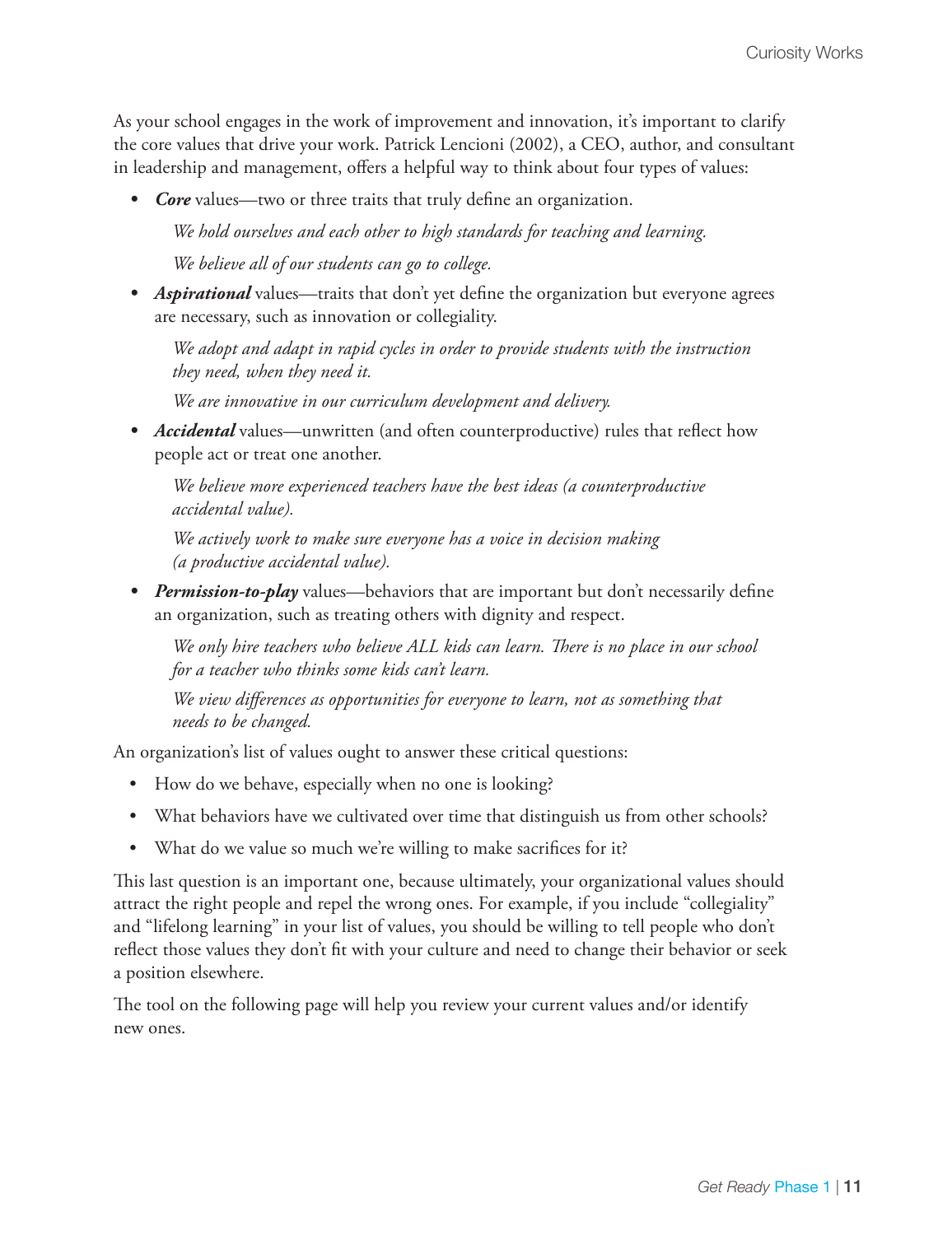As your school engages in the work of improvement and innovation, it's important to clarify the core values that drive your work. Patrick Lencioni (2002), a CEO, author, and consultant in leadership and management, offers a helpful way to think about four types of values:

- ***Core*** values—two or three traits that truly define an organization.

  *We hold ourselves and each other to high standards for teaching and learning.*

  *We believe all of our students can go to college.*

- ***Aspirational*** values—traits that don't yet define the organization but everyone agrees are necessary, such as innovation or collegiality.

  *We adopt and adapt in rapid cycles in order to provide students with the instruction they need, when they need it.*

  *We are innovative in our curriculum development and delivery.*

- ***Accidental*** values—unwritten (and often counterproductive) rules that reflect how people act or treat one another.

  *We believe more experienced teachers have the best ideas (a counterproductive accidental value).*

  *We actively work to make sure everyone has a voice in decision making (a productive accidental value).*

- ***Permission-to-play*** values—behaviors that are important but don't necessarily define an organization, such as treating others with dignity and respect.

  *We only hire teachers who believe ALL kids can learn. There is no place in our school for a teacher who thinks some kids can't learn.*

  *We view differences as opportunities for everyone to learn, not as something that needs to be changed.*

An organization's list of values ought to answer these critical questions:

- How do we behave, especially when no one is looking?
- What behaviors have we cultivated over time that distinguish us from other schools?
- What do we value so much we're willing to make sacrifices for it?

This last question is an important one, because ultimately, your organizational values should attract the right people and repel the wrong ones. For example, if you include "collegiality" and "lifelong learning" in your list of values, you should be willing to tell people who don't reflect those values they don't fit with your culture and need to change their behavior or seek a position elsewhere.

The tool on the following page will help you review your current values and/or identify new ones.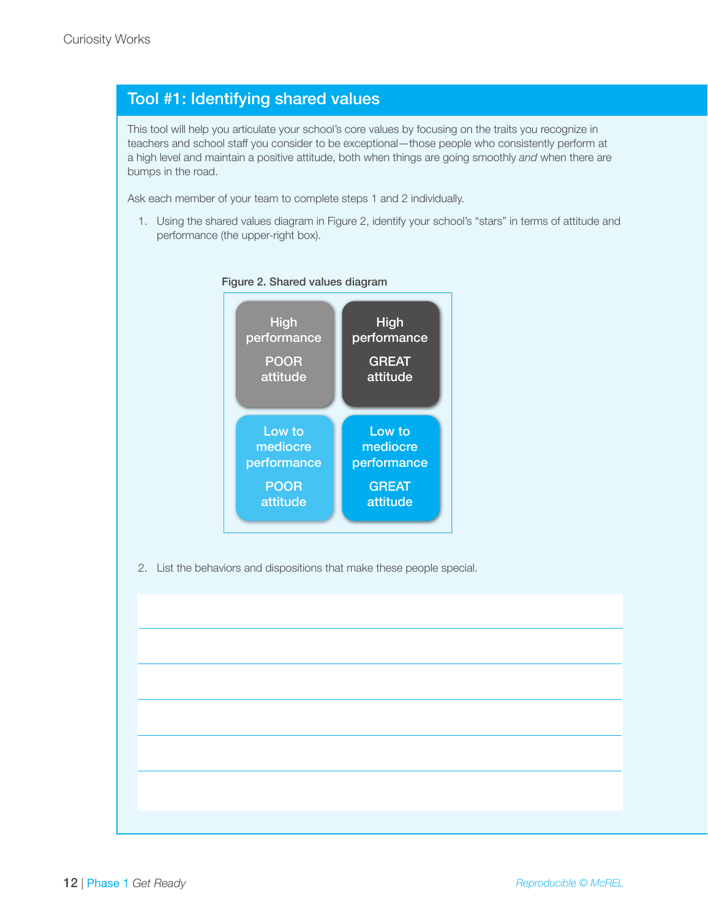## Tool #1: Identifying shared values

This tool will help you articulate your school's core values by focusing on the traits you recognize in teachers and school staff you consider to be exceptional—those people who consistently perform at a high level and maintain a positive attitude, both when things are going smoothly *and* when there are bumps in the road.

Ask each member of your team to complete steps 1 and 2 individually.

1. Using the shared values diagram in Figure 2, identify your school's "stars" in terms of attitude and performance (the upper-right box).

**Figure 2. Shared values diagram**

| | |
|---|---|
| High performance POOR attitude | High performance GREAT attitude |
| Low to mediocre performance POOR attitude | Low to mediocre performance GREAT attitude |

2. List the behaviors and dispositions that make these people special.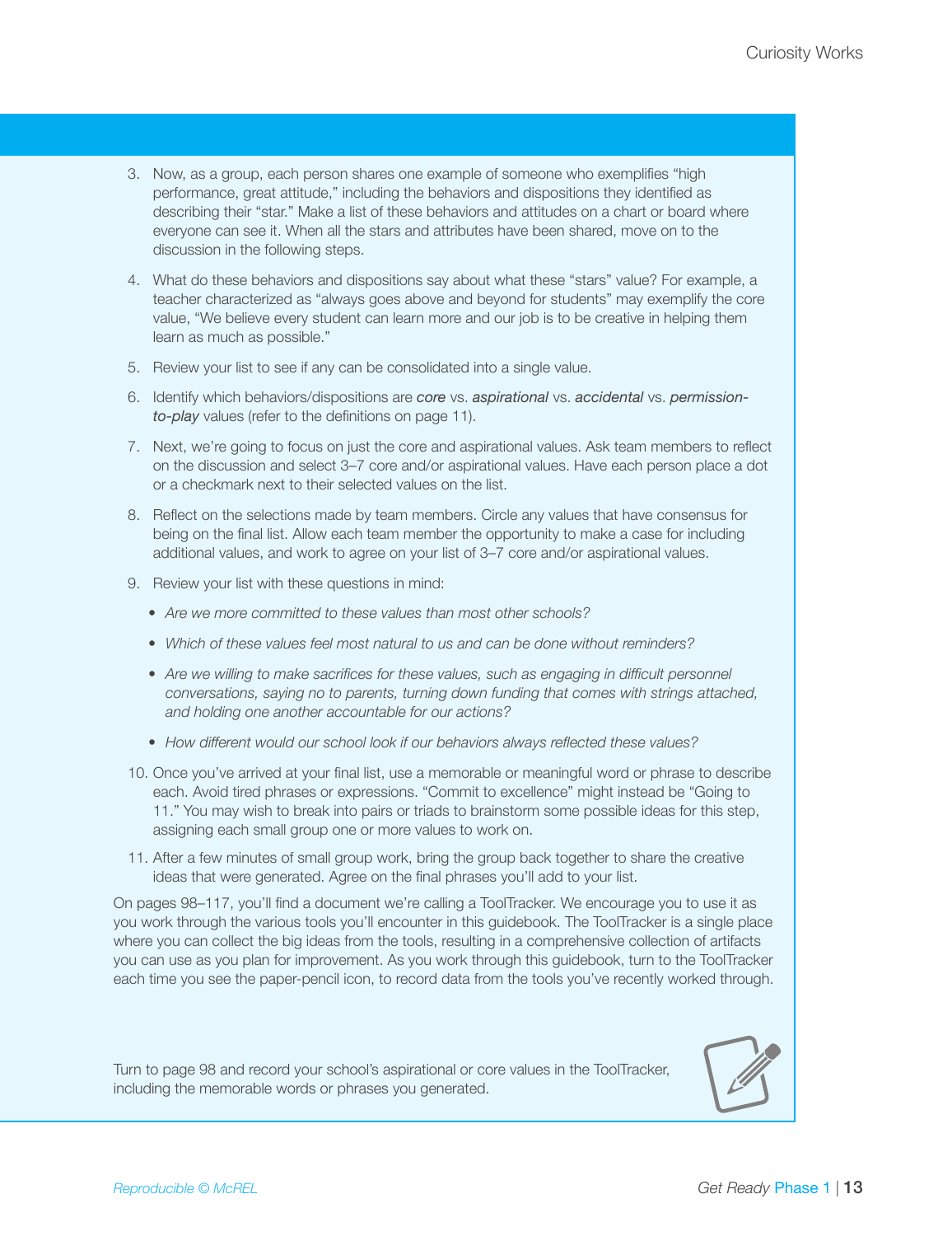3. Now, as a group, each person shares one example of someone who exemplifies "high performance, great attitude," including the behaviors and dispositions they identified as describing their "star." Make a list of these behaviors and attitudes on a chart or board where everyone can see it. When all the stars and attributes have been shared, move on to the discussion in the following steps.

4. What do these behaviors and dispositions say about what these "stars" value? For example, a teacher characterized as "always goes above and beyond for students" may exemplify the core value, "We believe every student can learn more and our job is to be creative in helping them learn as much as possible."

5. Review your list to see if any can be consolidated into a single value.

6. Identify which behaviors/dispositions are *core* vs. *aspirational* vs. *accidental* vs. *permission-to-play* values (refer to the definitions on page 11).

7. Next, we're going to focus on just the core and aspirational values. Ask team members to reflect on the discussion and select 3–7 core and/or aspirational values. Have each person place a dot or a checkmark next to their selected values on the list.

8. Reflect on the selections made by team members. Circle any values that have consensus for being on the final list. Allow each team member the opportunity to make a case for including additional values, and work to agree on your list of 3–7 core and/or aspirational values.

9. Review your list with these questions in mind:

   - *Are we more committed to these values than most other schools?*
   - *Which of these values feel most natural to us and can be done without reminders?*
   - *Are we willing to make sacrifices for these values, such as engaging in difficult personnel conversations, saying no to parents, turning down funding that comes with strings attached, and holding one another accountable for our actions?*
   - *How different would our school look if our behaviors always reflected these values?*

10. Once you've arrived at your final list, use a memorable or meaningful word or phrase to describe each. Avoid tired phrases or expressions. "Commit to excellence" might instead be "Going to 11." You may wish to break into pairs or triads to brainstorm some possible ideas for this step, assigning each small group one or more values to work on.

11. After a few minutes of small group work, bring the group back together to share the creative ideas that were generated. Agree on the final phrases you'll add to your list.

On pages 98–117, you'll find a document we're calling a ToolTracker. We encourage you to use it as you work through the various tools you'll encounter in this guidebook. The ToolTracker is a single place where you can collect the big ideas from the tools, resulting in a comprehensive collection of artifacts you can use as you plan for improvement. As you work through this guidebook, turn to the ToolTracker each time you see the paper-pencil icon, to record data from the tools you've recently worked through.

Turn to page 98 and record your school's aspirational or core values in the ToolTracker, including the memorable words or phrases you generated.